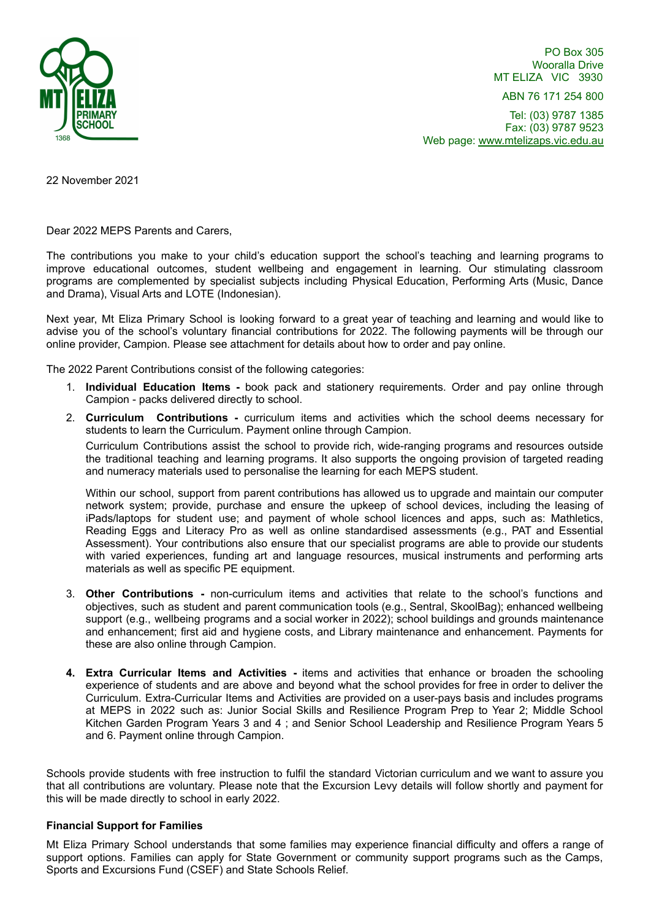MT ELIZA PRIMARY SCHOOL 1368

PO Box 305
Wooralla Drive
MT ELIZA VIC 3930

ABN 76 171 254 800

Tel: (03) 9787 1385
Fax: (03) 9787 9523
Web page: www.mtelizaps.vic.edu.au

22 November 2021

Dear 2022 MEPS Parents and Carers,

The contributions you make to your child's education support the school's teaching and learning programs to improve educational outcomes, student wellbeing and engagement in learning. Our stimulating classroom programs are complemented by specialist subjects including Physical Education, Performing Arts (Music, Dance and Drama), Visual Arts and LOTE (Indonesian).

Next year, Mt Eliza Primary School is looking forward to a great year of teaching and learning and would like to advise you of the school's voluntary financial contributions for 2022. The following payments will be through our online provider, Campion. Please see attachment for details about how to order and pay online.

The 2022 Parent Contributions consist of the following categories:

1. **Individual Education Items -** book pack and stationery requirements. Order and pay online through Campion - packs delivered directly to school.
2. **Curriculum Contributions -** curriculum items and activities which the school deems necessary for students to learn the Curriculum. Payment online through Campion.

   Curriculum Contributions assist the school to provide rich, wide-ranging programs and resources outside the traditional teaching and learning programs. It also supports the ongoing provision of targeted reading and numeracy materials used to personalise the learning for each MEPS student.

   Within our school, support from parent contributions has allowed us to upgrade and maintain our computer network system; provide, purchase and ensure the upkeep of school devices, including the leasing of iPads/laptops for student use; and payment of whole school licences and apps, such as: Mathletics, Reading Eggs and Literacy Pro as well as online standardised assessments (e.g., PAT and Essential Assessment). Your contributions also ensure that our specialist programs are able to provide our students with varied experiences, funding art and language resources, musical instruments and performing arts materials as well as specific PE equipment.

3. **Other Contributions -** non-curriculum items and activities that relate to the school's functions and objectives, such as student and parent communication tools (e.g., Sentral, SkoolBag); enhanced wellbeing support (e.g., wellbeing programs and a social worker in 2022); school buildings and grounds maintenance and enhancement; first aid and hygiene costs, and Library maintenance and enhancement. Payments for these are also online through Campion.

4. **Extra Curricular Items and Activities -** items and activities that enhance or broaden the schooling experience of students and are above and beyond what the school provides for free in order to deliver the Curriculum. Extra-Curricular Items and Activities are provided on a user-pays basis and includes programs at MEPS in 2022 such as: Junior Social Skills and Resilience Program Prep to Year 2; Middle School Kitchen Garden Program Years 3 and 4 ; and Senior School Leadership and Resilience Program Years 5 and 6. Payment online through Campion.

Schools provide students with free instruction to fulfil the standard Victorian curriculum and we want to assure you that all contributions are voluntary. Please note that the Excursion Levy details will follow shortly and payment for this will be made directly to school in early 2022.

**Financial Support for Families**

Mt Eliza Primary School understands that some families may experience financial difficulty and offers a range of support options. Families can apply for State Government or community support programs such as the Camps, Sports and Excursions Fund (CSEF) and State Schools Relief.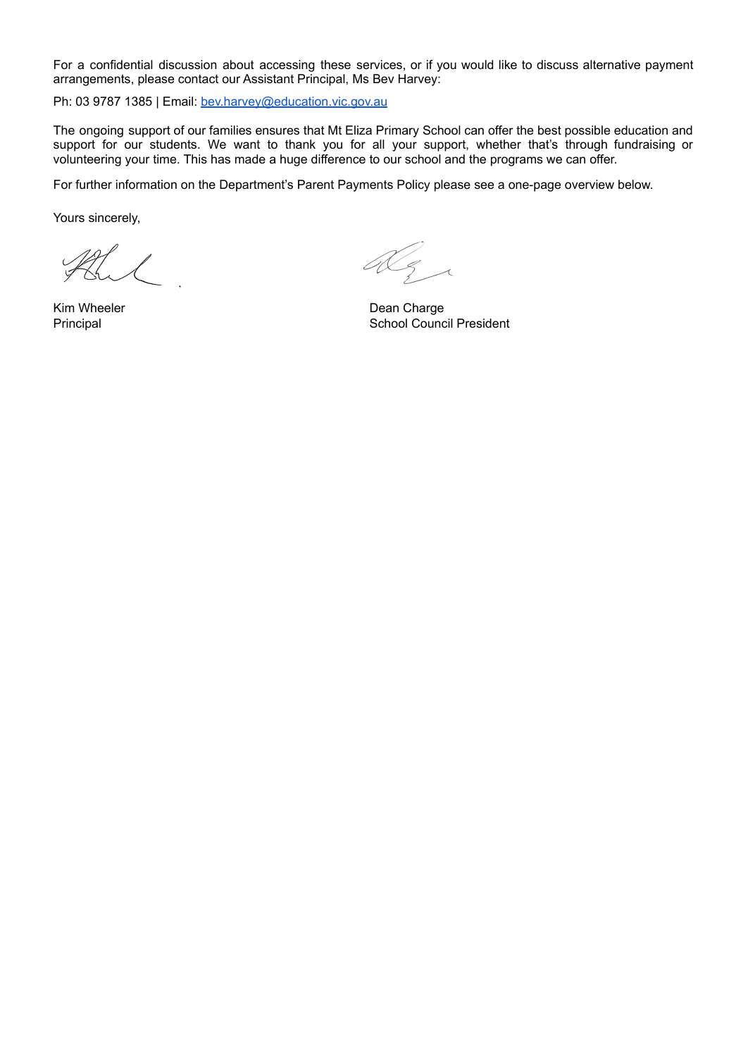For a confidential discussion about accessing these services, or if you would like to discuss alternative payment arrangements, please contact our Assistant Principal, Ms Bev Harvey:

Ph: 03 9787 1385 | Email: [bev.harvey@education.vic.gov.au](mailto:bev.harvey@education.vic.gov.au)

The ongoing support of our families ensures that Mt Eliza Primary School can offer the best possible education and support for our students. We want to thank you for all your support, whether that's through fundraising or volunteering your time. This has made a huge difference to our school and the programs we can offer.

For further information on the Department's Parent Payments Policy please see a one-page overview below.

Yours sincerely,

Kim Wheeler
Principal

Dean Charge
School Council President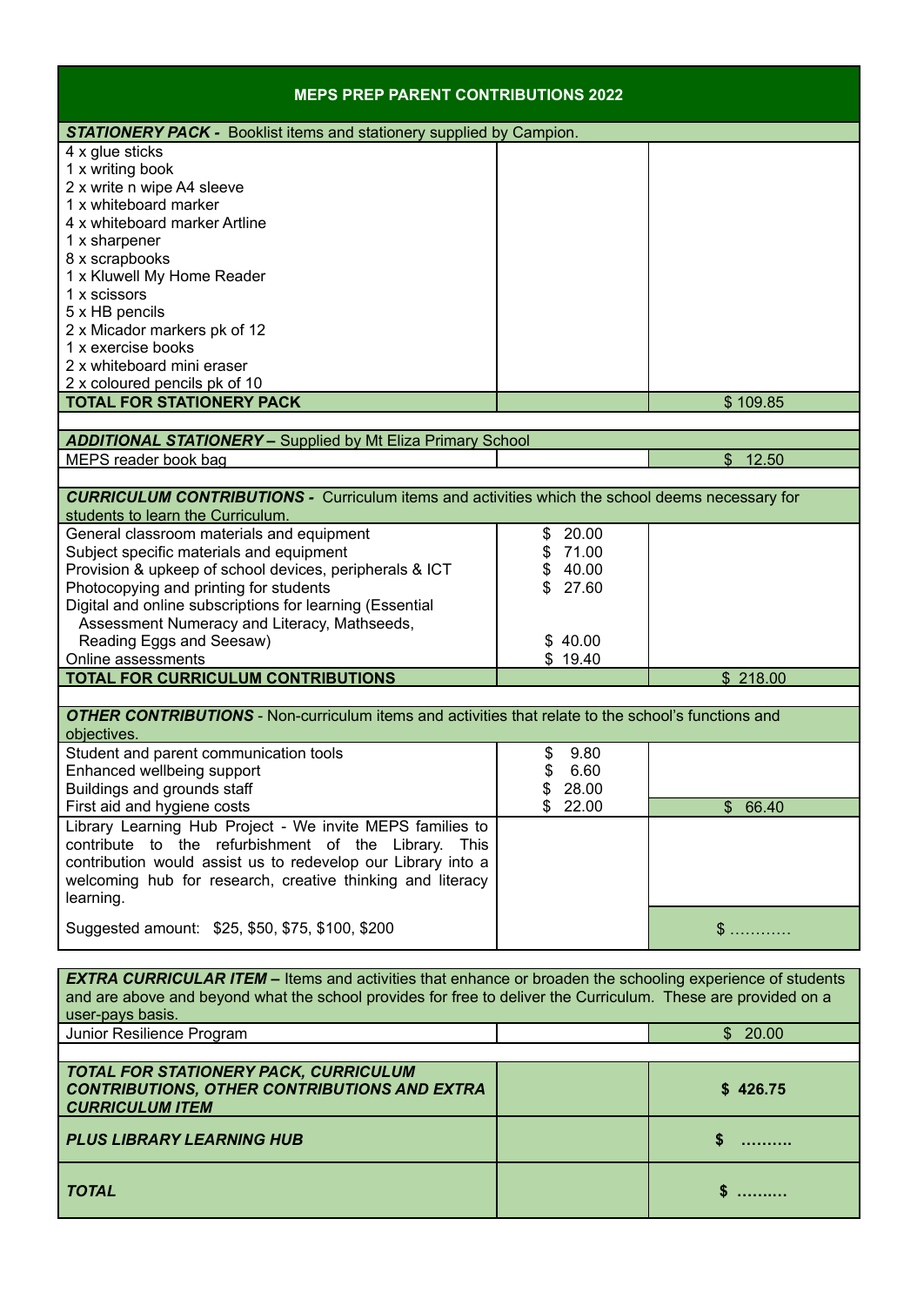| MEPS PREP PARENT CONTRIBUTIONS 2022 | | |
|---|---|---|
| ***STATIONERY PACK -*** Booklist items and stationery supplied by Campion. | | |
| 4 x glue sticks<br>1 x writing book<br>2 x write n wipe A4 sleeve<br>1 x whiteboard marker<br>4 x whiteboard marker Artline<br>1 x sharpener<br>8 x scrapbooks<br>1 x Kluwell My Home Reader<br>1 x scissors<br>5 x HB pencils<br>2 x Micador markers pk of 12<br>1 x exercise books<br>2 x whiteboard mini eraser<br>2 x coloured pencils pk of 10 | | |
| **TOTAL FOR STATIONERY PACK** | | $ 109.85 |
| | | |
| ***ADDITIONAL STATIONERY –*** Supplied by Mt Eliza Primary School | | |
| MEPS reader book bag | | $ 12.50 |
| | | |
| ***CURRICULUM CONTRIBUTIONS -*** Curriculum items and activities which the school deems necessary for students to learn the Curriculum. | | |
| General classroom materials and equipment | $ 20.00 | |
| Subject specific materials and equipment | $ 71.00 | |
| Provision & upkeep of school devices, peripherals & ICT | $ 40.00 | |
| Photocopying and printing for students | $ 27.60 | |
| Digital and online subscriptions for learning (Essential Assessment Numeracy and Literacy, Mathseeds, Reading Eggs and Seesaw) | $ 40.00 | |
| Online assessments | $ 19.40 | |
| **TOTAL FOR CURRICULUM CONTRIBUTIONS** | | $ 218.00 |
| | | |
| ***OTHER CONTRIBUTIONS*** - Non-curriculum items and activities that relate to the school's functions and objectives. | | |
| Student and parent communication tools | $ 9.80 | |
| Enhanced wellbeing support | $ 6.60 | |
| Buildings and grounds staff | $ 28.00 | |
| First aid and hygiene costs | $ 22.00 | $ 66.40 |
| Library Learning Hub Project - We invite MEPS families to contribute to the refurbishment of the Library. This contribution would assist us to redevelop our Library into a welcoming hub for research, creative thinking and literacy learning.<br><br>Suggested amount: $25, $50, $75, $100, $200 | | $ ………… |

| | | |
|---|---|---|
| ***EXTRA CURRICULAR ITEM –*** Items and activities that enhance or broaden the schooling experience of students and are above and beyond what the school provides for free to deliver the Curriculum. These are provided on a user-pays basis. | | |
| Junior Resilience Program | | $ 20.00 |
| | | |
| ***TOTAL FOR STATIONERY PACK, CURRICULUM CONTRIBUTIONS, OTHER CONTRIBUTIONS AND EXTRA CURRICULUM ITEM*** | | **$ 426.75** |
| ***PLUS LIBRARY LEARNING HUB*** | | **$ ………** |
| ***TOTAL*** | | **$ ………** |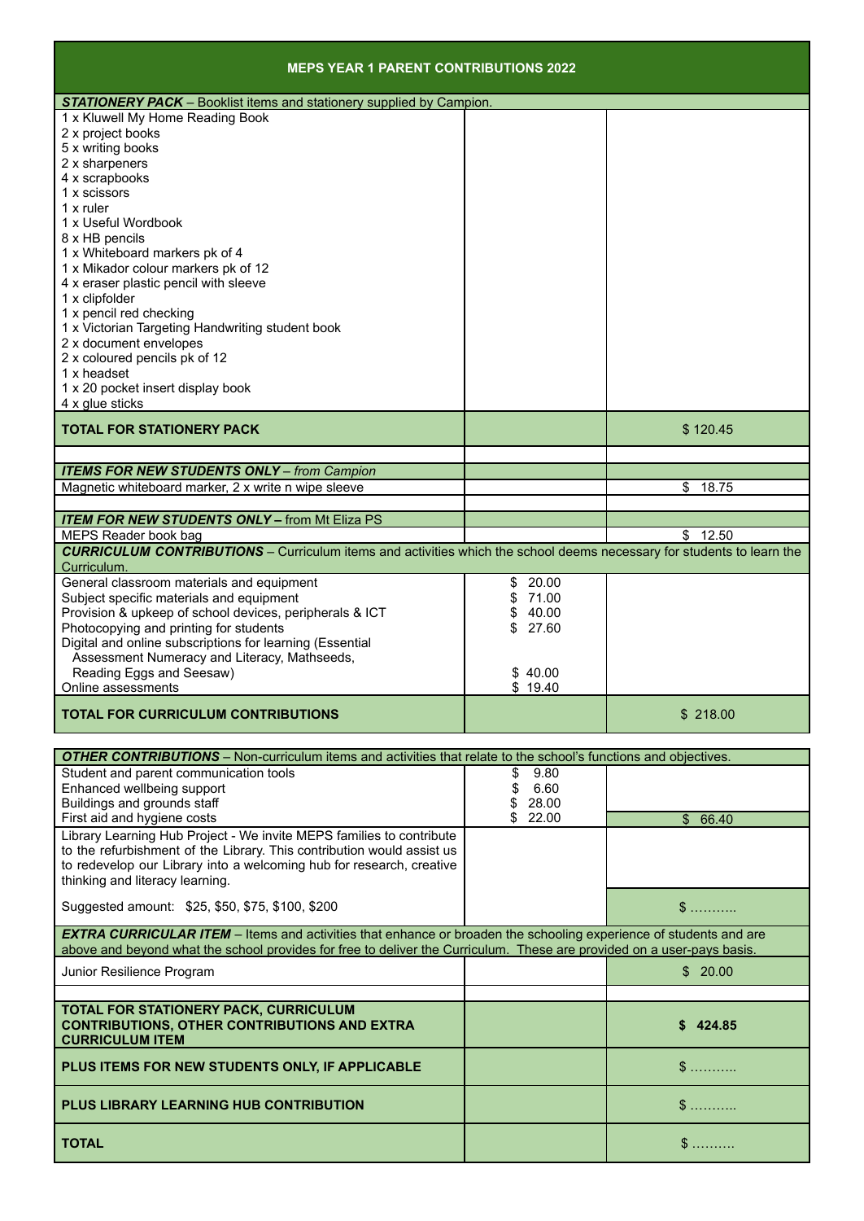| MEPS YEAR 1 PARENT CONTRIBUTIONS 2022 | | |
|---|---|---|
| ***STATIONERY PACK*** – Booklist items and stationery supplied by Campion. | | |
| 1 x Kluwell My Home Reading Book<br>2 x project books<br>5 x writing books<br>2 x sharpeners<br>4 x scrapbooks<br>1 x scissors<br>1 x ruler<br>1 x Useful Wordbook<br>8 x HB pencils<br>1 x Whiteboard markers pk of 4<br>1 x Mikador colour markers pk of 12<br>4 x eraser plastic pencil with sleeve<br>1 x clipfolder<br>1 x pencil red checking<br>1 x Victorian Targeting Handwriting student book<br>2 x document envelopes<br>2 x coloured pencils pk of 12<br>1 x headset<br>1 x 20 pocket insert display book<br>4 x glue sticks | | |
| **TOTAL FOR STATIONERY PACK** | | $ 120.45 |
| | | |
| ***ITEMS FOR NEW STUDENTS ONLY*** – *from Campion* | | |
| Magnetic whiteboard marker, 2 x write n wipe sleeve | | $ 18.75 |
| | | |
| ***ITEM FOR NEW STUDENTS ONLY*** – from Mt Eliza PS | | |
| MEPS Reader book bag | | $ 12.50 |
| ***CURRICULUM CONTRIBUTIONS*** – Curriculum items and activities which the school deems necessary for students to learn the Curriculum. | | |
| General classroom materials and equipment | $ 20.00 | |
| Subject specific materials and equipment | $ 71.00 | |
| Provision & upkeep of school devices, peripherals & ICT | $ 40.00 | |
| Photocopying and printing for students | $ 27.60 | |
| Digital and online subscriptions for learning (Essential Assessment Numeracy and Literacy, Mathseeds, Reading Eggs and Seesaw) | $ 40.00 | |
| Online assessments | $ 19.40 | |
| **TOTAL FOR CURRICULUM CONTRIBUTIONS** | | $ 218.00 |

| ***OTHER CONTRIBUTIONS*** – Non-curriculum items and activities that relate to the school's functions and objectives. | | |
|---|---|---|
| Student and parent communication tools | $ 9.80 | |
| Enhanced wellbeing support | $ 6.60 | |
| Buildings and grounds staff | $ 28.00 | |
| First aid and hygiene costs | $ 22.00 | $ 66.40 |
| Library Learning Hub Project - We invite MEPS families to contribute to the refurbishment of the Library. This contribution would assist us to redevelop our Library into a welcoming hub for research, creative thinking and literacy learning. | | |
| Suggested amount: $25, $50, $75, $100, $200 | | $ ……….. |
| ***EXTRA CURRICULAR ITEM*** – Items and activities that enhance or broaden the schooling experience of students and are above and beyond what the school provides for free to deliver the Curriculum. These are provided on a user-pays basis. | | |
| Junior Resilience Program | | $ 20.00 |
| | | |
| **TOTAL FOR STATIONERY PACK, CURRICULUM CONTRIBUTIONS, OTHER CONTRIBUTIONS AND EXTRA CURRICULUM ITEM** | | **$ 424.85** |
| **PLUS ITEMS FOR NEW STUDENTS ONLY, IF APPLICABLE** | | $ ……….. |
| **PLUS LIBRARY LEARNING HUB CONTRIBUTION** | | $ ……….. |
| **TOTAL** | | $ ………. |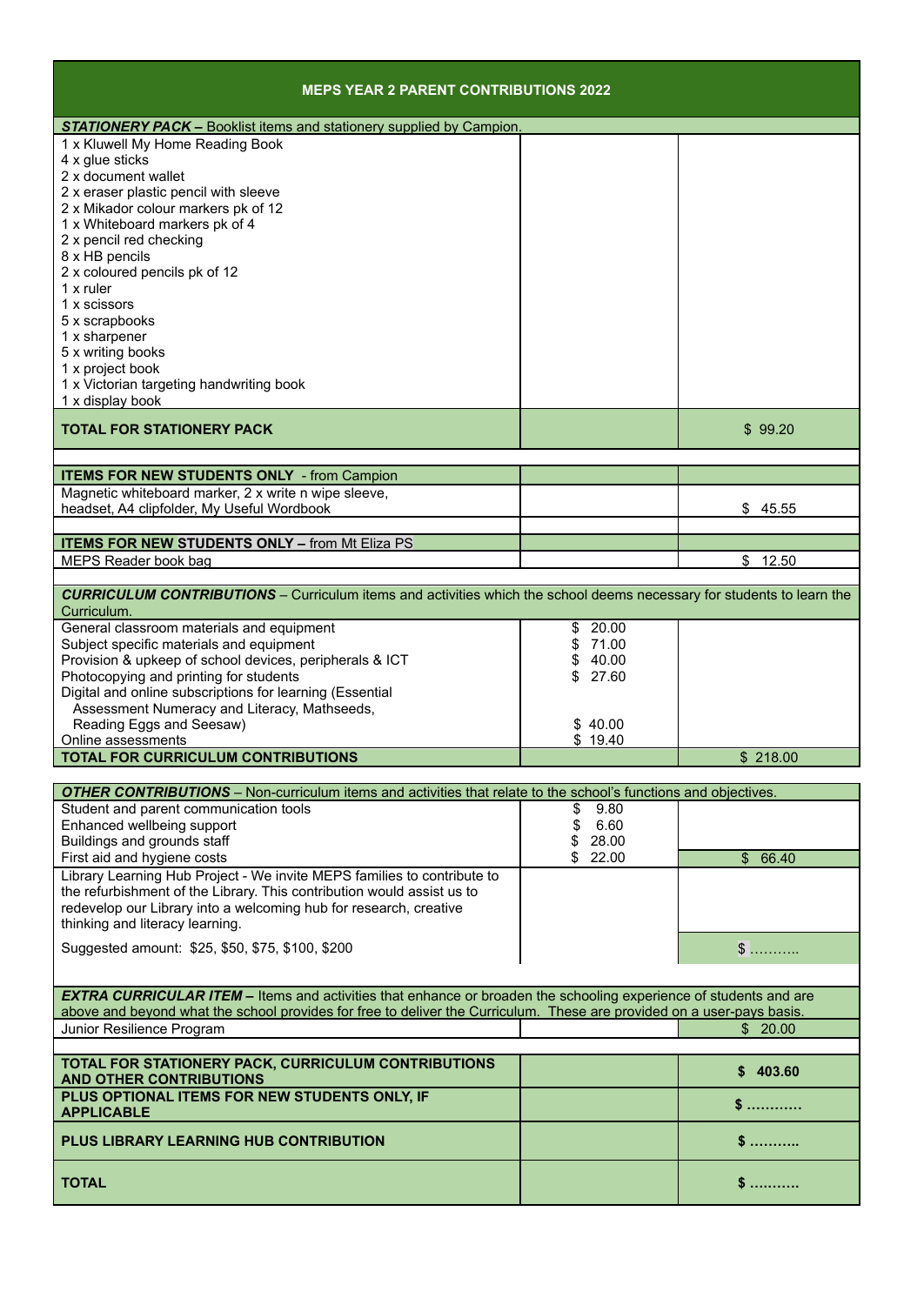| MEPS YEAR 2 PARENT CONTRIBUTIONS 2022 | | |
|---|---|---|
| ***STATIONERY PACK*** **–** Booklist items and stationery supplied by Campion. | | |
| 1 x Kluwell My Home Reading Book<br>4 x glue sticks<br>2 x document wallet<br>2 x eraser plastic pencil with sleeve<br>2 x Mikador colour markers pk of 12<br>1 x Whiteboard markers pk of 4<br>2 x pencil red checking<br>8 x HB pencils<br>2 x coloured pencils pk of 12<br>1 x ruler<br>1 x scissors<br>5 x scrapbooks<br>1 x sharpener<br>5 x writing books<br>1 x project book<br>1 x Victorian targeting handwriting book<br>1 x display book | | |
| **TOTAL FOR STATIONERY PACK** | | $ 99.20 |
| | | |
| **ITEMS FOR NEW STUDENTS ONLY** - from Campion | | |
| Magnetic whiteboard marker, 2 x write n wipe sleeve, headset, A4 clipfolder, My Useful Wordbook | | $ 45.55 |
| | | |
| **ITEMS FOR NEW STUDENTS ONLY –** from Mt Eliza PS | | |
| MEPS Reader book bag | | $ 12.50 |
| | | |
| ***CURRICULUM CONTRIBUTIONS*** – Curriculum items and activities which the school deems necessary for students to learn the Curriculum. | | |
| General classroom materials and equipment | $ 20.00 | |
| Subject specific materials and equipment | $ 71.00 | |
| Provision & upkeep of school devices, peripherals & ICT | $ 40.00 | |
| Photocopying and printing for students | $ 27.60 | |
| Digital and online subscriptions for learning (Essential Assessment Numeracy and Literacy, Mathseeds, Reading Eggs and Seesaw) | $ 40.00 | |
| Online assessments | $ 19.40 | |
| **TOTAL FOR CURRICULUM CONTRIBUTIONS** | | $ 218.00 |
| | | |
| ***OTHER CONTRIBUTIONS*** – Non-curriculum items and activities that relate to the school's functions and objectives. | | |
| Student and parent communication tools | $ 9.80 | |
| Enhanced wellbeing support | $ 6.60 | |
| Buildings and grounds staff | $ 28.00 | |
| First aid and hygiene costs | $ 22.00 | $ 66.40 |
| Library Learning Hub Project - We invite MEPS families to contribute to the refurbishment of the Library. This contribution would assist us to redevelop our Library into a welcoming hub for research, creative thinking and literacy learning. | | |
| Suggested amount: $25, $50, $75, $100, $200 | | $ ……….. |
| | | |
| ***EXTRA CURRICULAR ITEM*** **–** Items and activities that enhance or broaden the schooling experience of students and are above and beyond what the school provides for free to deliver the Curriculum. These are provided on a user-pays basis. | | |
| Junior Resilience Program | | $ 20.00 |
| | | |
| **TOTAL FOR STATIONERY PACK, CURRICULUM CONTRIBUTIONS AND OTHER CONTRIBUTIONS** | | **$ 403.60** |
| **PLUS OPTIONAL ITEMS FOR NEW STUDENTS ONLY, IF APPLICABLE** | | **$ …………** |
| **PLUS LIBRARY LEARNING HUB CONTRIBUTION** | | **$ ………..** |
| **TOTAL** | | **$ ……….** |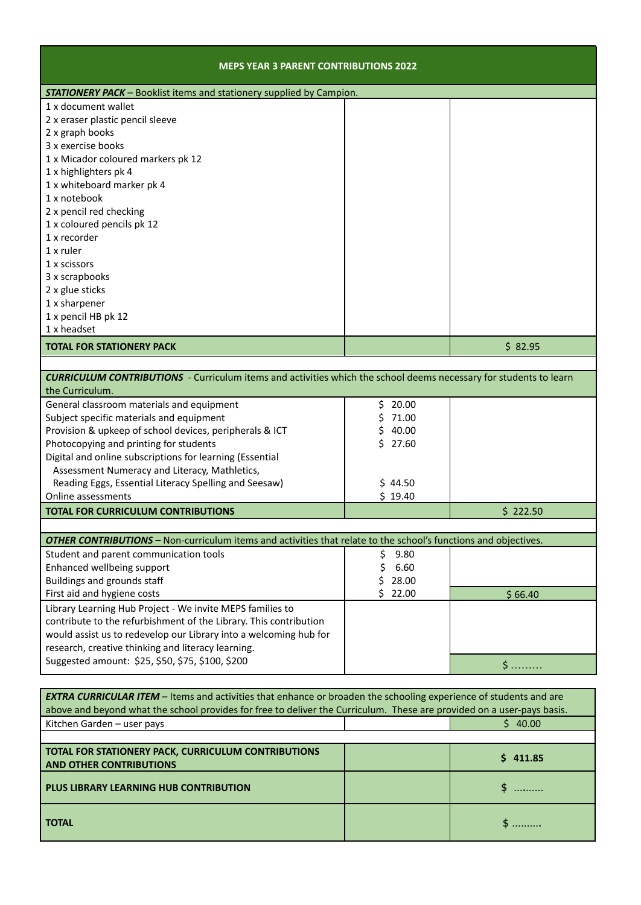| MEPS YEAR 3 PARENT CONTRIBUTIONS 2022 | | |
|---|---|---|
| ***STATIONERY PACK*** – Booklist items and stationery supplied by Campion. | | |
| 1 x document wallet<br>2 x eraser plastic pencil sleeve<br>2 x graph books<br>3 x exercise books<br>1 x Micador coloured markers pk 12<br>1 x highlighters pk 4<br>1 x whiteboard marker pk 4<br>1 x notebook<br>2 x pencil red checking<br>1 x coloured pencils pk 12<br>1 x recorder<br>1 x ruler<br>1 x scissors<br>3 x scrapbooks<br>2 x glue sticks<br>1 x sharpener<br>1 x pencil HB pk 12<br>1 x headset | | |
| **TOTAL FOR STATIONERY PACK** | | $ 82.95 |
| | | |
| ***CURRICULUM CONTRIBUTIONS*** - Curriculum items and activities which the school deems necessary for students to learn the Curriculum. | | |
| General classroom materials and equipment | $ 20.00 | |
| Subject specific materials and equipment | $ 71.00 | |
| Provision & upkeep of school devices, peripherals & ICT | $ 40.00 | |
| Photocopying and printing for students | $ 27.60 | |
| Digital and online subscriptions for learning (Essential Assessment Numeracy and Literacy, Mathletics, Reading Eggs, Essential Literacy Spelling and Seesaw) | $ 44.50 | |
| Online assessments | $ 19.40 | |
| **TOTAL FOR CURRICULUM CONTRIBUTIONS** | | $ 222.50 |
| | | |
| ***OTHER CONTRIBUTIONS*** – Non-curriculum items and activities that relate to the school's functions and objectives. | | |
| Student and parent communication tools | $ 9.80 | |
| Enhanced wellbeing support | $ 6.60 | |
| Buildings and grounds staff | $ 28.00 | |
| First aid and hygiene costs | $ 22.00 | $ 66.40 |
| Library Learning Hub Project - We invite MEPS families to contribute to the refurbishment of the Library. This contribution would assist us to redevelop our Library into a welcoming hub for research, creative thinking and literacy learning.<br>Suggested amount: $25, $50, $75, $100, $200 | | $ ……… |

| | | |
|---|---|---|
| ***EXTRA CURRICULAR ITEM*** – Items and activities that enhance or broaden the schooling experience of students and are above and beyond what the school provides for free to deliver the Curriculum. These are provided on a user-pays basis. | | |
| Kitchen Garden – user pays | | $ 40.00 |
| | | |
| **TOTAL FOR STATIONERY PACK, CURRICULUM CONTRIBUTIONS AND OTHER CONTRIBUTIONS** | | **$ 411.85** |
| **PLUS LIBRARY LEARNING HUB CONTRIBUTION** | | $ ………. |
| **TOTAL** | | $ ………. |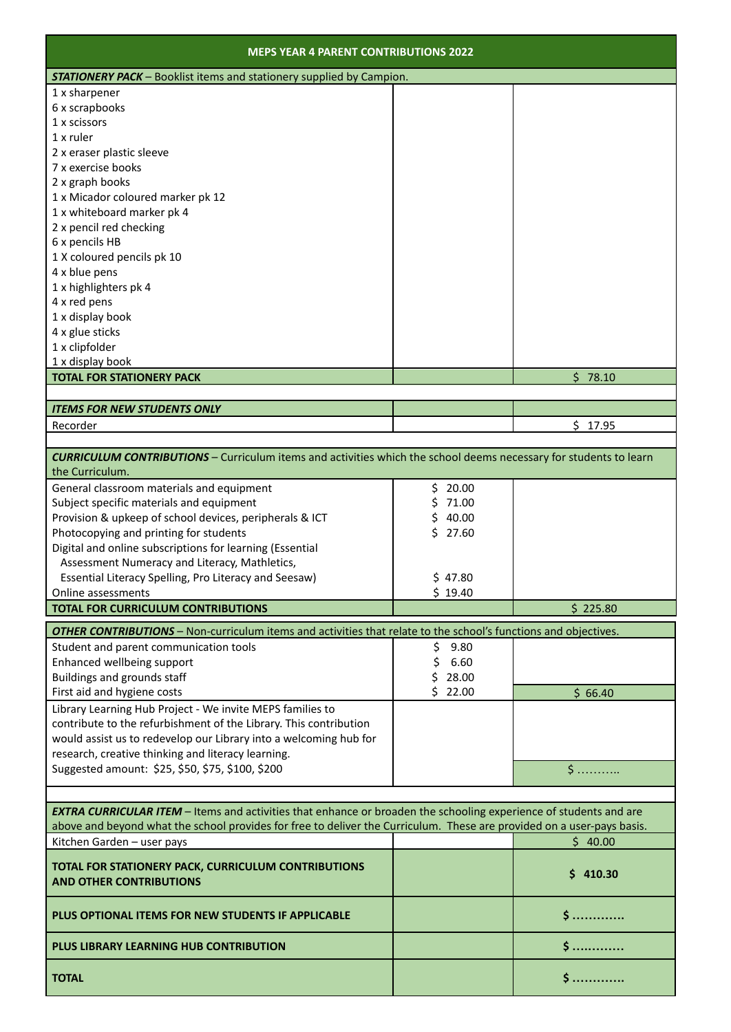| MEPS YEAR 4 PARENT CONTRIBUTIONS 2022 | | |
|---|---|---|
| ***STATIONERY PACK*** – Booklist items and stationery supplied by Campion. | | |
| 1 x sharpener<br>6 x scrapbooks<br>1 x scissors<br>1 x ruler<br>2 x eraser plastic sleeve<br>7 x exercise books<br>2 x graph books<br>1 x Micador coloured marker pk 12<br>1 x whiteboard marker pk 4<br>2 x pencil red checking<br>6 x pencils HB<br>1 X coloured pencils pk 10<br>4 x blue pens<br>1 x highlighters pk 4<br>4 x red pens<br>1 x display book<br>4 x glue sticks<br>1 x clipfolder<br>1 x display book | | |
| **TOTAL FOR STATIONERY PACK** | | $ 78.10 |
| | | |
| ***ITEMS FOR NEW STUDENTS ONLY*** | | |
| Recorder | | $ 17.95 |
| | | |
| ***CURRICULUM CONTRIBUTIONS*** – Curriculum items and activities which the school deems necessary for students to learn the Curriculum. | | |
| General classroom materials and equipment | $ 20.00 | |
| Subject specific materials and equipment | $ 71.00 | |
| Provision & upkeep of school devices, peripherals & ICT | $ 40.00 | |
| Photocopying and printing for students | $ 27.60 | |
| Digital and online subscriptions for learning (Essential Assessment Numeracy and Literacy, Mathletics, Essential Literacy Spelling, Pro Literacy and Seesaw) | $ 47.80 | |
| Online assessments | $ 19.40 | |
| **TOTAL FOR CURRICULUM CONTRIBUTIONS** | | $ 225.80 |
| ***OTHER CONTRIBUTIONS*** – Non-curriculum items and activities that relate to the school's functions and objectives. | | |
| Student and parent communication tools | $ 9.80 | |
| Enhanced wellbeing support | $ 6.60 | |
| Buildings and grounds staff | $ 28.00 | |
| First aid and hygiene costs | $ 22.00 | $ 66.40 |
| Library Learning Hub Project - We invite MEPS families to contribute to the refurbishment of the Library. This contribution would assist us to redevelop our Library into a welcoming hub for research, creative thinking and literacy learning.<br>Suggested amount: $25, $50, $75, $100, $200 | | $ ……….. |
| | | |
| ***EXTRA CURRICULAR ITEM*** – Items and activities that enhance or broaden the schooling experience of students and are above and beyond what the school provides for free to deliver the Curriculum. These are provided on a user-pays basis. | | |
| Kitchen Garden – user pays | | $ 40.00 |
| **TOTAL FOR STATIONERY PACK, CURRICULUM CONTRIBUTIONS AND OTHER CONTRIBUTIONS** | | **$ 410.30** |
| **PLUS OPTIONAL ITEMS FOR NEW STUDENTS IF APPLICABLE** | | **$ …………** |
| **PLUS LIBRARY LEARNING HUB CONTRIBUTION** | | **$ …………** |
| **TOTAL** | | **$ …………** |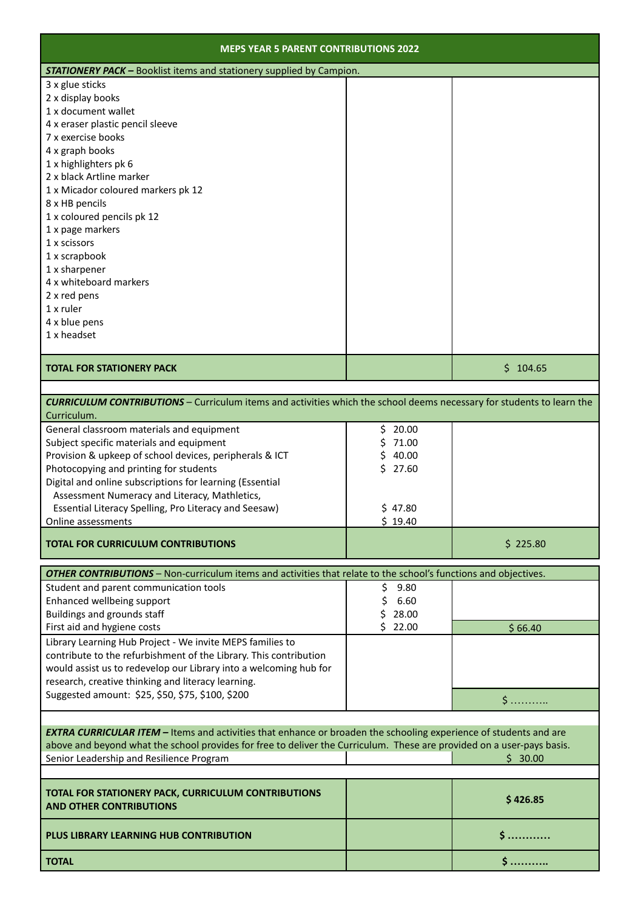| MEPS YEAR 5 PARENT CONTRIBUTIONS 2022 | | |
|---|---|---|
| ***STATIONERY PACK*** – Booklist items and stationery supplied by Campion. | | |
| 3 x glue sticks<br>2 x display books<br>1 x document wallet<br>4 x eraser plastic pencil sleeve<br>7 x exercise books<br>4 x graph books<br>1 x highlighters pk 6<br>2 x black Artline marker<br>1 x Micador coloured markers pk 12<br>8 x HB pencils<br>1 x coloured pencils pk 12<br>1 x page markers<br>1 x scissors<br>1 x scrapbook<br>1 x sharpener<br>4 x whiteboard markers<br>2 x red pens<br>1 x ruler<br>4 x blue pens<br>1 x headset | | |
| **TOTAL FOR STATIONERY PACK** | | $ 104.65 |
| | | |
| ***CURRICULUM CONTRIBUTIONS*** – Curriculum items and activities which the school deems necessary for students to learn the Curriculum. | | |
| General classroom materials and equipment | $ 20.00 | |
| Subject specific materials and equipment | $ 71.00 | |
| Provision & upkeep of school devices, peripherals & ICT | $ 40.00 | |
| Photocopying and printing for students | $ 27.60 | |
| Digital and online subscriptions for learning (Essential Assessment Numeracy and Literacy, Mathletics, Essential Literacy Spelling, Pro Literacy and Seesaw) | $ 47.80 | |
| Online assessments | $ 19.40 | |
| **TOTAL FOR CURRICULUM CONTRIBUTIONS** | | $ 225.80 |
| | | |
| ***OTHER CONTRIBUTIONS*** – Non-curriculum items and activities that relate to the school's functions and objectives. | | |
| Student and parent communication tools | $ 9.80 | |
| Enhanced wellbeing support | $ 6.60 | |
| Buildings and grounds staff | $ 28.00 | |
| First aid and hygiene costs | $ 22.00 | $ 66.40 |
| Library Learning Hub Project - We invite MEPS families to contribute to the refurbishment of the Library. This contribution would assist us to redevelop our Library into a welcoming hub for research, creative thinking and literacy learning.<br>Suggested amount: $25, $50, $75, $100, $200 | | $ ……….. |
| | | |
| ***EXTRA CURRICULAR ITEM*** – Items and activities that enhance or broaden the schooling experience of students and are above and beyond what the school provides for free to deliver the Curriculum. These are provided on a user-pays basis. | | |
| Senior Leadership and Resilience Program | | $ 30.00 |
| | | |
| **TOTAL FOR STATIONERY PACK, CURRICULUM CONTRIBUTIONS AND OTHER CONTRIBUTIONS** | | **$ 426.85** |
| **PLUS LIBRARY LEARNING HUB CONTRIBUTION** | | **$ …………** |
| **TOTAL** | | **$ ………..** |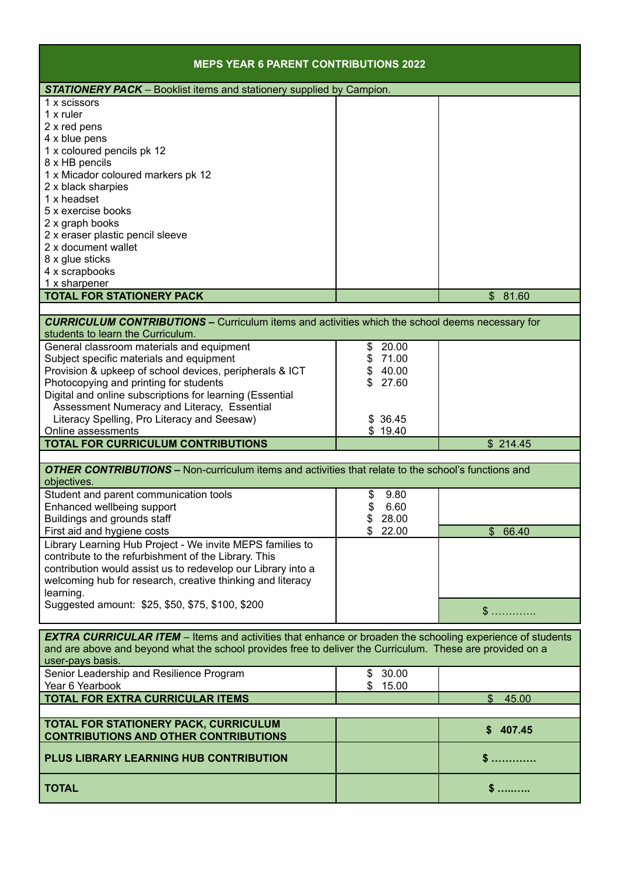| MEPS YEAR 6 PARENT CONTRIBUTIONS 2022 | | |
|---|---|---|
| ***STATIONERY PACK*** – Booklist items and stationery supplied by Campion. | | |
| 1 x scissors<br>1 x ruler<br>2 x red pens<br>4 x blue pens<br>1 x coloured pencils pk 12<br>8 x HB pencils<br>1 x Micador coloured markers pk 12<br>2 x black sharpies<br>1 x headset<br>5 x exercise books<br>2 x graph books<br>2 x eraser plastic pencil sleeve<br>2 x document wallet<br>8 x glue sticks<br>4 x scrapbooks<br>1 x sharpener | | |
| **TOTAL FOR STATIONERY PACK** | | $ 81.60 |
| | | |
| ***CURRICULUM CONTRIBUTIONS –*** Curriculum items and activities which the school deems necessary for students to learn the Curriculum. | | |
| General classroom materials and equipment | $ 20.00 | |
| Subject specific materials and equipment | $ 71.00 | |
| Provision & upkeep of school devices, peripherals & ICT | $ 40.00 | |
| Photocopying and printing for students | $ 27.60 | |
| Digital and online subscriptions for learning (Essential Assessment Numeracy and Literacy, Essential Literacy Spelling, Pro Literacy and Seesaw) | $ 36.45 | |
| Online assessments | $ 19.40 | |
| **TOTAL FOR CURRICULUM CONTRIBUTIONS** | | $ 214.45 |
| | | |
| ***OTHER CONTRIBUTIONS –*** Non-curriculum items and activities that relate to the school's functions and objectives. | | |
| Student and parent communication tools | $ 9.80 | |
| Enhanced wellbeing support | $ 6.60 | |
| Buildings and grounds staff | $ 28.00 | |
| First aid and hygiene costs | $ 22.00 | $ 66.40 |
| Library Learning Hub Project - We invite MEPS families to contribute to the refurbishment of the Library. This contribution would assist us to redevelop our Library into a welcoming hub for research, creative thinking and literacy learning.<br>Suggested amount: $25, $50, $75, $100, $200 | | $ ………… |
| | | |
| ***EXTRA CURRICULAR ITEM*** – Items and activities that enhance or broaden the schooling experience of students and are above and beyond what the school provides free to deliver the Curriculum. These are provided on a user-pays basis. | | |
| Senior Leadership and Resilience Program | $ 30.00 | |
| Year 6 Yearbook | $ 15.00 | |
| **TOTAL FOR EXTRA CURRICULAR ITEMS** | | $ 45.00 |
| | | |
| **TOTAL FOR STATIONERY PACK, CURRICULUM CONTRIBUTIONS AND OTHER CONTRIBUTIONS** | | **$ 407.45** |
| **PLUS LIBRARY LEARNING HUB CONTRIBUTION** | | **$ …………** |
| **TOTAL** | | **$ ……...** |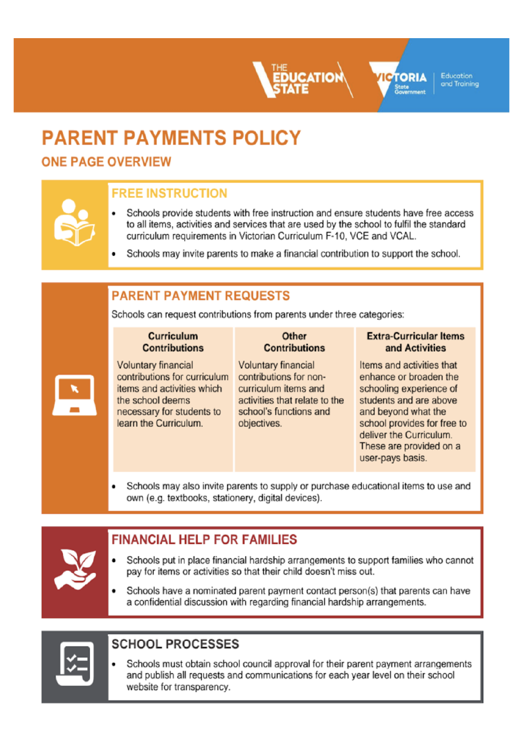# PARENT PAYMENTS POLICY

## ONE PAGE OVERVIEW

### FREE INSTRUCTION

- Schools provide students with free instruction and ensure students have free access to all items, activities and services that are used by the school to fulfil the standard curriculum requirements in Victorian Curriculum F-10, VCE and VCAL.
- Schools may invite parents to make a financial contribution to support the school.

### PARENT PAYMENT REQUESTS

Schools can request contributions from parents under three categories:

| Curriculum Contributions | Other Contributions | Extra-Curricular Items and Activities |
| --- | --- | --- |
| Voluntary financial contributions for curriculum items and activities which the school deems necessary for students to learn the Curriculum. | Voluntary financial contributions for non-curriculum items and activities that relate to the school's functions and objectives. | Items and activities that enhance or broaden the schooling experience of students and are above and beyond what the school provides for free to deliver the Curriculum. These are provided on a user-pays basis. |

- Schools may also invite parents to supply or purchase educational items to use and own (e.g. textbooks, stationery, digital devices).

### FINANCIAL HELP FOR FAMILIES

- Schools put in place financial hardship arrangements to support families who cannot pay for items or activities so that their child doesn't miss out.
- Schools have a nominated parent payment contact person(s) that parents can have a confidential discussion with regarding financial hardship arrangements.

### SCHOOL PROCESSES

- Schools must obtain school council approval for their parent payment arrangements and publish all requests and communications for each year level on their school website for transparency.